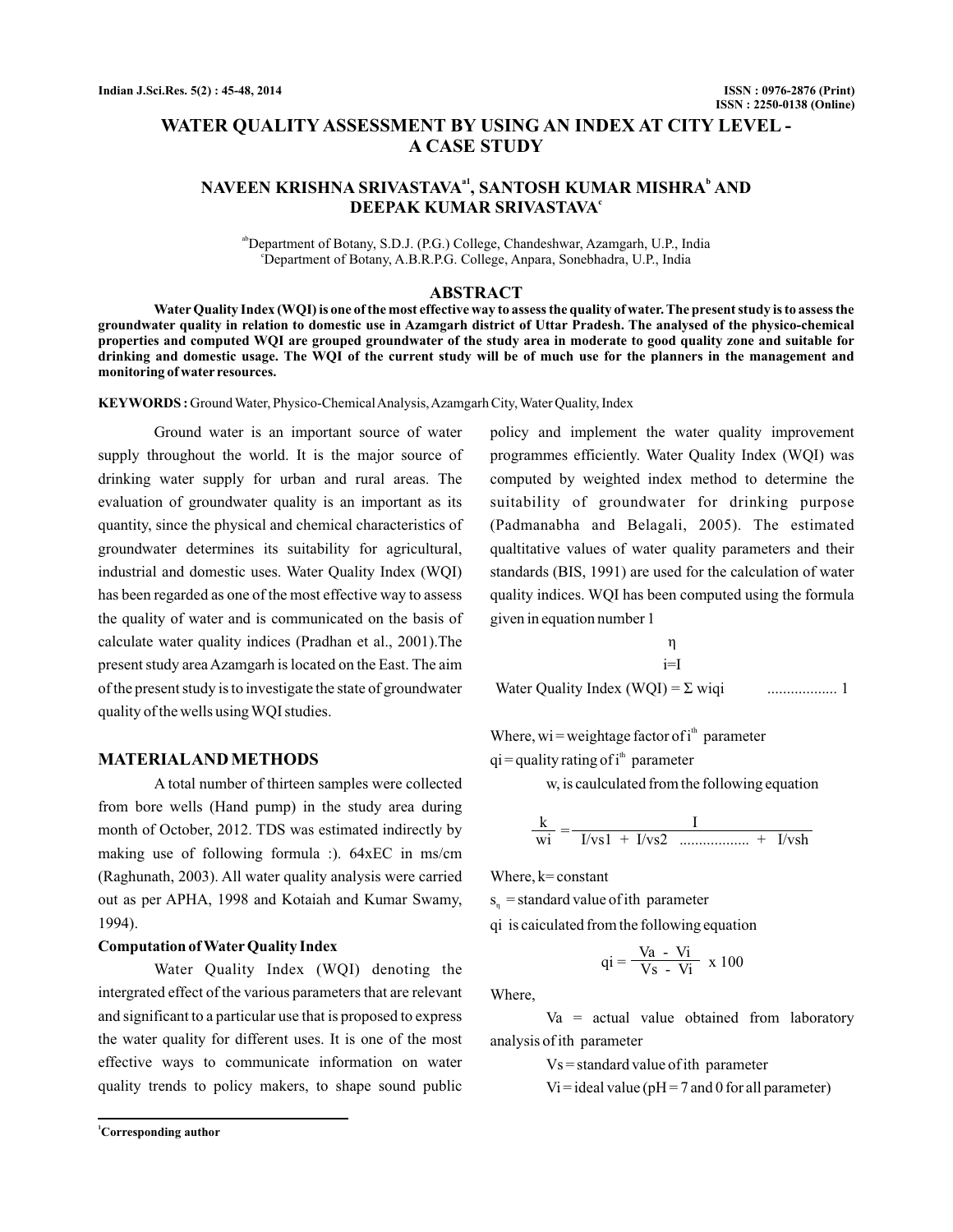# WATER QUALITY ASSESSMENT BY USING AN INDEX AT CITY LEVEL - A CASE STUDY

**NAVEEN KRISHNA SRIVASTAVA[a1], SANTOSH KUMAR MISHRA[b] AND DEEPAK KUMAR SRIVASTAVA[c]**

[ab]Department of Botany, S.D.J. (P.G.) College, Chandeshwar, Azamgarh, U.P., India
[c]Department of Botany, A.B.R.P.G. College, Anpara, Sonebhadra, U.P., India

## ABSTRACT

**Water Quality Index (WQI) is one of the most effective way to assess the quality of water. The present study is to assess the groundwater quality in relation to domestic use in Azamgarh district of Uttar Pradesh. The analysed of the physico-chemical properties and computed WQI are grouped groundwater of the study area in moderate to good quality zone and suitable for drinking and domestic usage. The WQI of the current study will be of much use for the planners in the management and monitoring of water resources.**

**KEYWORDS :** Ground Water, Physico-Chemical Analysis, Azamgarh City, Water Quality, Index

Ground water is an important source of water supply throughout the world. It is the major source of drinking water supply for urban and rural areas. The evaluation of groundwater quality is an important as its quantity, since the physical and chemical characteristics of groundwater determines its suitability for agricultural, industrial and domestic uses. Water Quality Index (WQI) has been regarded as one of the most effective way to assess the quality of water and is communicated on the basis of calculate water quality indices (Pradhan et al., 2001).The present study area Azamgarh is located on the East. The aim of the present study is to investigate the state of groundwater quality of the wells using WQI studies.

## MATERIAL AND METHODS

A total number of thirteen samples were collected from bore wells (Hand pump) in the study area during month of October, 2012. TDS was estimated indirectly by making use of following formula :). 64xEC in ms/cm (Raghunath, 2003). All water quality analysis were carried out as per APHA, 1998 and Kotaiah and Kumar Swamy, 1994).

### Computation of Water Quality Index

Water Quality Index (WQI) denoting the intergrated effect of the various parameters that are relevant and significant to a particular use that is proposed to express the water quality for different uses. It is one of the most effective ways to communicate information on water quality trends to policy makers, to shape sound public policy and implement the water quality improvement programmes efficiently. Water Quality Index (WQI) was computed by weighted index method to determine the suitability of groundwater for drinking purpose (Padmanabha and Belagali, 2005). The estimated qualtitative values of water quality parameters and their standards (BIS, 1991) are used for the calculation of water quality indices. WQI has been computed using the formula given in equation number 1

$$\text{Water Quality Index (WQI)} = \sum_{i=I}^{\eta} w_i q_i \qquad \text{.................. 1}$$

Where, $w_i$ = weightage factor of $i^{th}$ parameter

$q_i$ = quality rating of $i^{th}$ parameter

w, is caulculated from the following equation

$$\frac{k}{w_i} = \frac{I}{I/vs1 + I/vs2 \text{ .................. } + I/vsh}$$

Where, k = constant

$s_\eta$ = standard value of ith parameter

qi is caiculated from the following equation

$$q_i = \frac{Va - Vi}{Vs - Vi} \times 100$$

Where,

Va = actual value obtained from laboratory analysis of ith parameter

Vs = standard value of ith parameter

Vi = ideal value (pH = 7 and 0 for all parameter)

[1]Corresponding author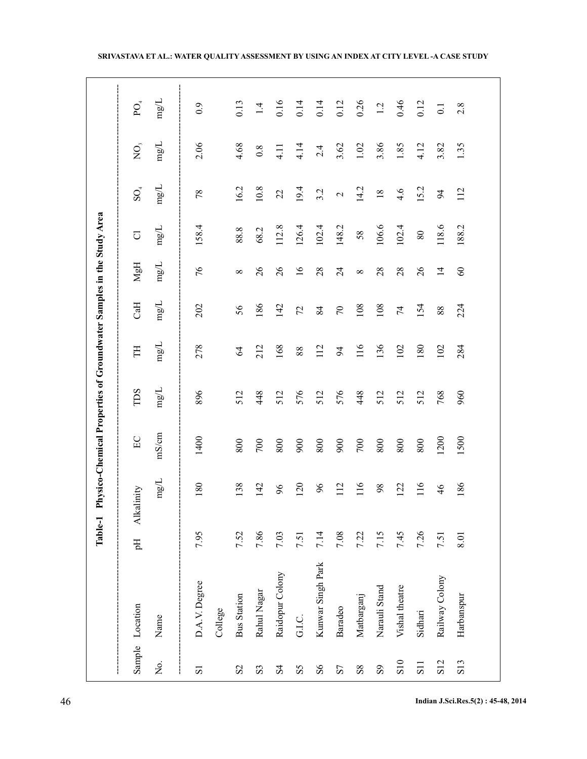**Table-1 Physico-Chemical Properties of Groundwater Samples in the Study Area**

| Sample No. | Location Name | pH | Alkalinity mg/L | EC mS/cm | TDS mg/L | TH mg/L | CaH mg/L | MgH mg/L | Cl mg/L | $SO_4$ mg/L | $NO_3$ mg/L | $PO_4$ mg/L |
|---|---|---|---|---|---|---|---|---|---|---|---|---|
| S1 | D.A.V. Degree College | 7.95 | 180 | 1400 | 896 | 278 | 202 | 76 | 158.4 | 78 | 2.06 | 0.9 |
| S2 | Bus Station | 7.52 | 138 | 800 | 512 | 64 | 56 | 8 | 88.8 | 16.2 | 4.68 | 0.13 |
| S3 | Rahul Nagar | 7.86 | 142 | 700 | 448 | 212 | 186 | 26 | 68.2 | 10.8 | 0.8 | 1.4 |
| S4 | Raidopur Colony | 7.03 | 96 | 800 | 512 | 168 | 142 | 26 | 112.8 | 22 | 4.11 | 0.16 |
| S5 | G.I.C. | 7.51 | 120 | 900 | 576 | 88 | 72 | 16 | 126.4 | 19.4 | 4.14 | 0.14 |
| S6 | Kunwar Singh Park | 7.14 | 96 | 800 | 512 | 112 | 84 | 28 | 102.4 | 3.2 | 2.4 | 0.14 |
| S7 | Baradeo | 7.08 | 112 | 900 | 576 | 94 | 70 | 24 | 148.2 | 2 | 3.62 | 0.12 |
| S8 | Matbarganj | 7.22 | 116 | 700 | 448 | 116 | 108 | 8 | 58 | 14.2 | 1.02 | 0.26 |
| S9 | Narauli Stand | 7.15 | 98 | 800 | 512 | 136 | 108 | 28 | 106.6 | 18 | 3.86 | 1.2 |
| S10 | Vishal theatre | 7.45 | 122 | 800 | 512 | 102 | 74 | 28 | 102.4 | 4.6 | 1.85 | 0.46 |
| S11 | Sidhari | 7.26 | 116 | 800 | 512 | 180 | 154 | 26 | 80 | 15.2 | 4.12 | 0.12 |
| S12 | Railway Colony | 7.51 | 46 | 1200 | 768 | 102 | 88 | 14 | 118.6 | 94 | 3.82 | 0.1 |
| S13 | Harbanspur | 8.01 | 186 | 1500 | 960 | 284 | 224 | 60 | 188.2 | 112 | 1.35 | 2.8 |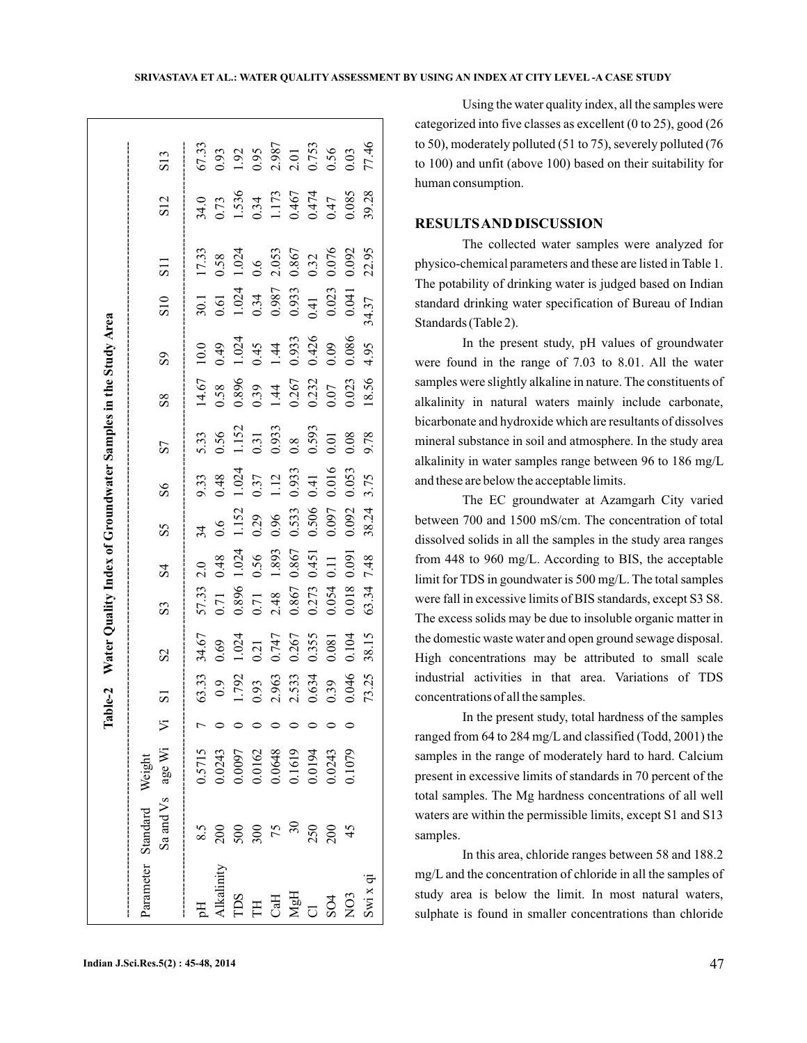**Table-2 Water Quality Index of Groundwater Samples in the Study Area**

| Parameter | Standard Sa and Vs | Weight age Wi | Vi | S1 | S2 | S3 | S4 | S5 | S6 | S7 | S8 | S9 | S10 | S11 | S12 | S13 |
|---|---|---|---|---|---|---|---|---|---|---|---|---|---|---|---|---|
| pH | 8.5 | 0.5715 | 7 | 63.33 | 34.67 | 57.33 | 2.0 | 34 | 9.33 | 5.33 | 14.67 | 10.0 | 30.1 | 17.33 | 34.0 | 67.33 |
| Alkalinity | 200 | 0.0243 | 0 | 0.9 | 0.69 | 0.71 | 0.48 | 0.6 | 0.48 | 0.56 | 0.58 | 0.49 | 0.61 | 0.58 | 0.73 | 0.93 |
| TDS | 500 | 0.0097 | 0 | 1.792 | 1.024 | 0.896 | 1.024 | 1.152 | 1.024 | 1.152 | 0.896 | 1.024 | 1.024 | 1.024 | 1.536 | 1.92 |
| TH | 300 | 0.0162 | 0 | 0.93 | 0.21 | 0.71 | 0.56 | 0.29 | 0.37 | 0.31 | 0.39 | 0.45 | 0.34 | 0.6 | 0.34 | 0.95 |
| CaH | 75 | 0.0648 | 0 | 2.963 | 0.747 | 2.48 | 1.893 | 0.96 | 1.12 | 0.933 | 1.44 | 1.44 | 0.987 | 2.053 | 1.173 | 2.987 |
| MgH | 30 | 0.1619 | 0 | 2.533 | 0.267 | 0.867 | 0.867 | 0.533 | 0.933 | 0.8 | 0.267 | 0.933 | 0.933 | 0.867 | 0.467 | 2.01 |
| Cl | 250 | 0.0194 | 0 | 0.634 | 0.355 | 0.273 | 0.451 | 0.506 | 0.41 | 0.593 | 0.232 | 0.426 | 0.41 | 0.32 | 0.474 | 0.753 |
| SO4 | 200 | 0.0243 | 0 | 0.39 | 0.081 | 0.054 | 0.11 | 0.097 | 0.016 | 0.01 | 0.07 | 0.09 | 0.023 | 0.076 | 0.47 | 0.56 |
| NO3 | 45 | 0.1079 | 0 | 0.046 | 0.104 | 0.018 | 0.091 | 0.092 | 0.053 | 0.08 | 0.023 | 0.086 | 0.041 | 0.092 | 0.085 | 0.03 |
| Swi x qi | | | | 73.25 | 38.15 | 63.34 | 7.48 | 38.24 | 3.75 | 9.78 | 18.56 | 4.95 | 34.37 | 22.95 | 39.28 | 77.46 |

Using the water quality index, all the samples were categorized into five classes as excellent (0 to 25), good (26 to 50), moderately polluted (51 to 75), severely polluted (76 to 100) and unfit (above 100) based on their suitability for human consumption.

## RESULTS AND DISCUSSION

The collected water samples were analyzed for physico-chemical parameters and these are listed in Table 1. The potability of drinking water is judged based on Indian standard drinking water specification of Bureau of Indian Standards (Table 2).

In the present study, pH values of groundwater were found in the range of 7.03 to 8.01. All the water samples were slightly alkaline in nature. The constituents of alkalinity in natural waters mainly include carbonate, bicarbonate and hydroxide which are resultants of dissolves mineral substance in soil and atmosphere. In the study area alkalinity in water samples range between 96 to 186 mg/L and these are below the acceptable limits.

The EC groundwater at Azamgarh City varied between 700 and 1500 mS/cm. The concentration of total dissolved solids in all the samples in the study area ranges from 448 to 960 mg/L. According to BIS, the acceptable limit for TDS in goundwater is 500 mg/L. The total samples were fall in excessive limits of BIS standards, except S3 S8. The excess solids may be due to insoluble organic matter in the domestic waste water and open ground sewage disposal. High concentrations may be attributed to small scale industrial activities in that area. Variations of TDS concentrations of all the samples.

In the present study, total hardness of the samples ranged from 64 to 284 mg/L and classified (Todd, 2001) the samples in the range of moderately hard to hard. Calcium present in excessive limits of standards in 70 percent of the total samples. The Mg hardness concentrations of all well waters are within the permissible limits, except S1 and S13 samples.

In this area, chloride ranges between 58 and 188.2 mg/L and the concentration of chloride in all the samples of study area is below the limit. In most natural waters, sulphate is found in smaller concentrations than chloride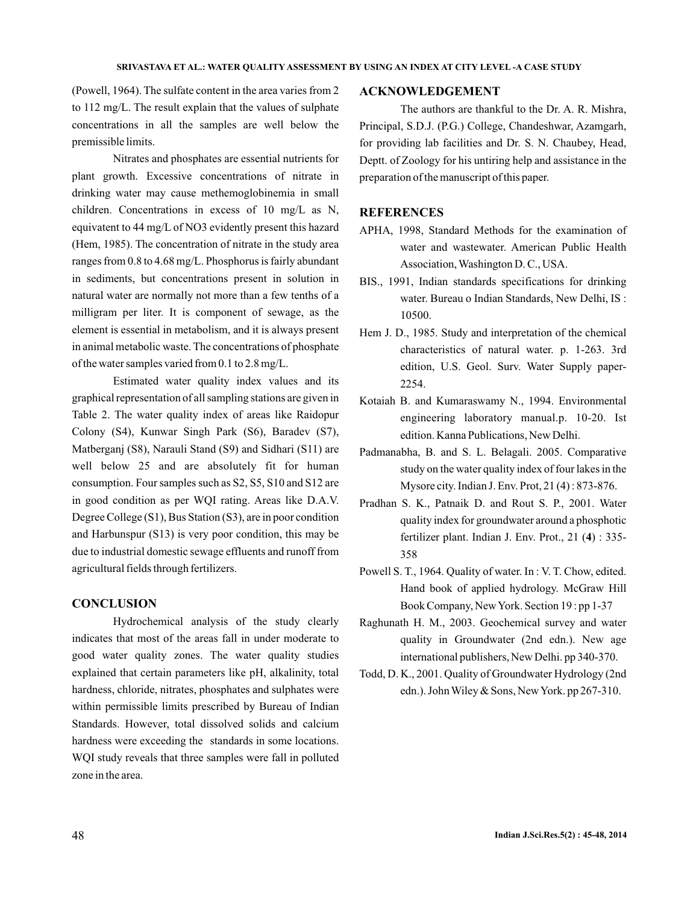(Powell, 1964). The sulfate content in the area varies from 2 to 112 mg/L. The result explain that the values of sulphate concentrations in all the samples are well below the premissible limits.

Nitrates and phosphates are essential nutrients for plant growth. Excessive concentrations of nitrate in drinking water may cause methemoglobinemia in small children. Concentrations in excess of 10 mg/L as N, equivatent to 44 mg/L of NO3 evidently present this hazard (Hem, 1985). The concentration of nitrate in the study area ranges from 0.8 to 4.68 mg/L. Phosphorus is fairly abundant in sediments, but concentrations present in solution in natural water are normally not more than a few tenths of a milligram per liter. It is component of sewage, as the element is essential in metabolism, and it is always present in animal metabolic waste. The concentrations of phosphate of the water samples varied from 0.1 to 2.8 mg/L.

Estimated water quality index values and its graphical representation of all sampling stations are given in Table 2. The water quality index of areas like Raidopur Colony (S4), Kunwar Singh Park (S6), Baradev (S7), Matberganj (S8), Narauli Stand (S9) and Sidhari (S11) are well below 25 and are absolutely fit for human consumption. Four samples such as S2, S5, S10 and S12 are in good condition as per WQI rating. Areas like D.A.V. Degree College (S1), Bus Station (S3), are in poor condition and Harbunspur (S13) is very poor condition, this may be due to industrial domestic sewage effluents and runoff from agricultural fields through fertilizers.

## CONCLUSION

Hydrochemical analysis of the study clearly indicates that most of the areas fall in under moderate to good water quality zones. The water quality studies explained that certain parameters like pH, alkalinity, total hardness, chloride, nitrates, phosphates and sulphates were within permissible limits prescribed by Bureau of Indian Standards. However, total dissolved solids and calcium hardness were exceeding the standards in some locations. WQI study reveals that three samples were fall in polluted zone in the area.

## ACKNOWLEDGEMENT

The authors are thankful to the Dr. A. R. Mishra, Principal, S.D.J. (P.G.) College, Chandeshwar, Azamgarh, for providing lab facilities and Dr. S. N. Chaubey, Head, Deptt. of Zoology for his untiring help and assistance in the preparation of the manuscript of this paper.

## REFERENCES

APHA, 1998, Standard Methods for the examination of water and wastewater. American Public Health Association, Washington D. C., USA.

BIS., 1991, Indian standards specifications for drinking water. Bureau o Indian Standards, New Delhi, IS : 10500.

Hem J. D., 1985. Study and interpretation of the chemical characteristics of natural water. p. 1-263. 3rd edition, U.S. Geol. Surv. Water Supply paper-2254.

Kotaiah B. and Kumaraswamy N., 1994. Environmental engineering laboratory manual.p. 10-20. Ist edition. Kanna Publications, New Delhi.

Padmanabha, B. and S. L. Belagali. 2005. Comparative study on the water quality index of four lakes in the Mysore city. Indian J. Env. Prot, 21 (4) : 873-876.

Pradhan S. K., Patnaik D. and Rout S. P., 2001. Water quality index for groundwater around a phosphotic fertilizer plant. Indian J. Env. Prot., 21 (**4**) : 335-358

Powell S. T., 1964. Quality of water. In : V. T. Chow, edited. Hand book of applied hydrology. McGraw Hill Book Company, New York. Section 19 : pp 1-37

Raghunath H. M., 2003. Geochemical survey and water quality in Groundwater (2nd edn.). New age international publishers, New Delhi. pp 340-370.

Todd, D. K., 2001. Quality of Groundwater Hydrology (2nd edn.). John Wiley & Sons, New York. pp 267-310.